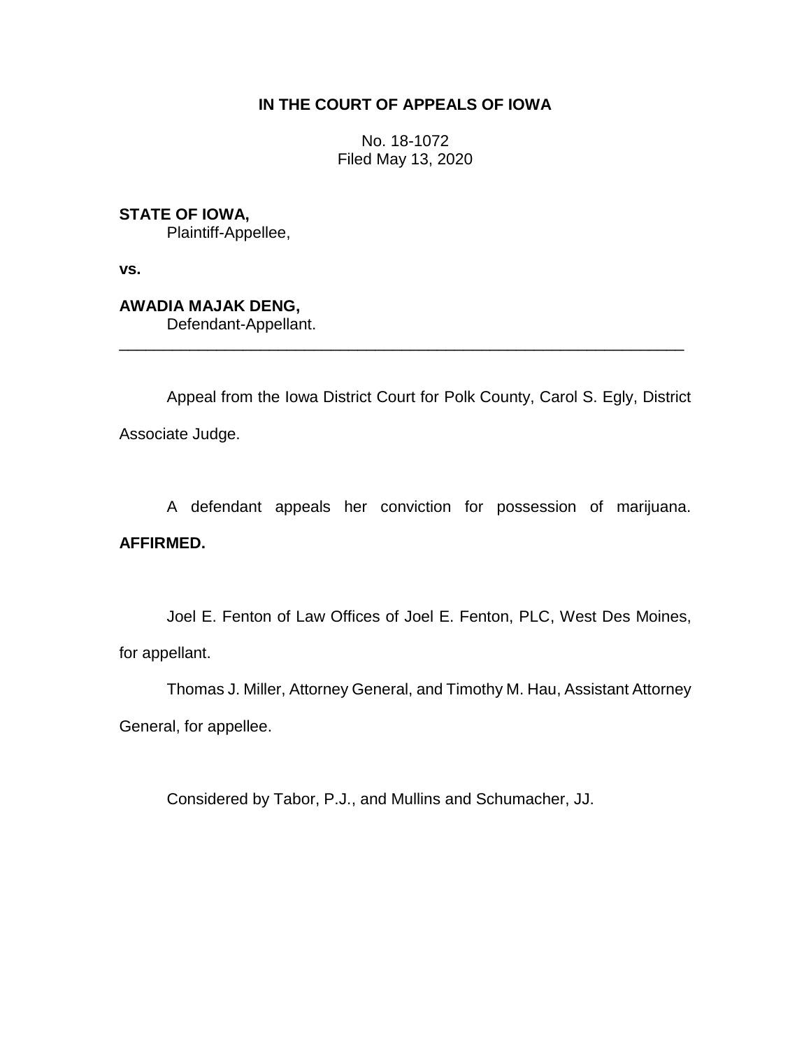**IN THE COURT OF APPEALS OF IOWA**

No. 18-1072
Filed May 13, 2020

**STATE OF IOWA,**
Plaintiff-Appellee,

**vs.**

**AWADIA MAJAK DENG,**
Defendant-Appellant.

---

Appeal from the Iowa District Court for Polk County, Carol S. Egly, District Associate Judge.

A defendant appeals her conviction for possession of marijuana. **AFFIRMED.**

Joel E. Fenton of Law Offices of Joel E. Fenton, PLC, West Des Moines, for appellant.

Thomas J. Miller, Attorney General, and Timothy M. Hau, Assistant Attorney General, for appellee.

Considered by Tabor, P.J., and Mullins and Schumacher, JJ.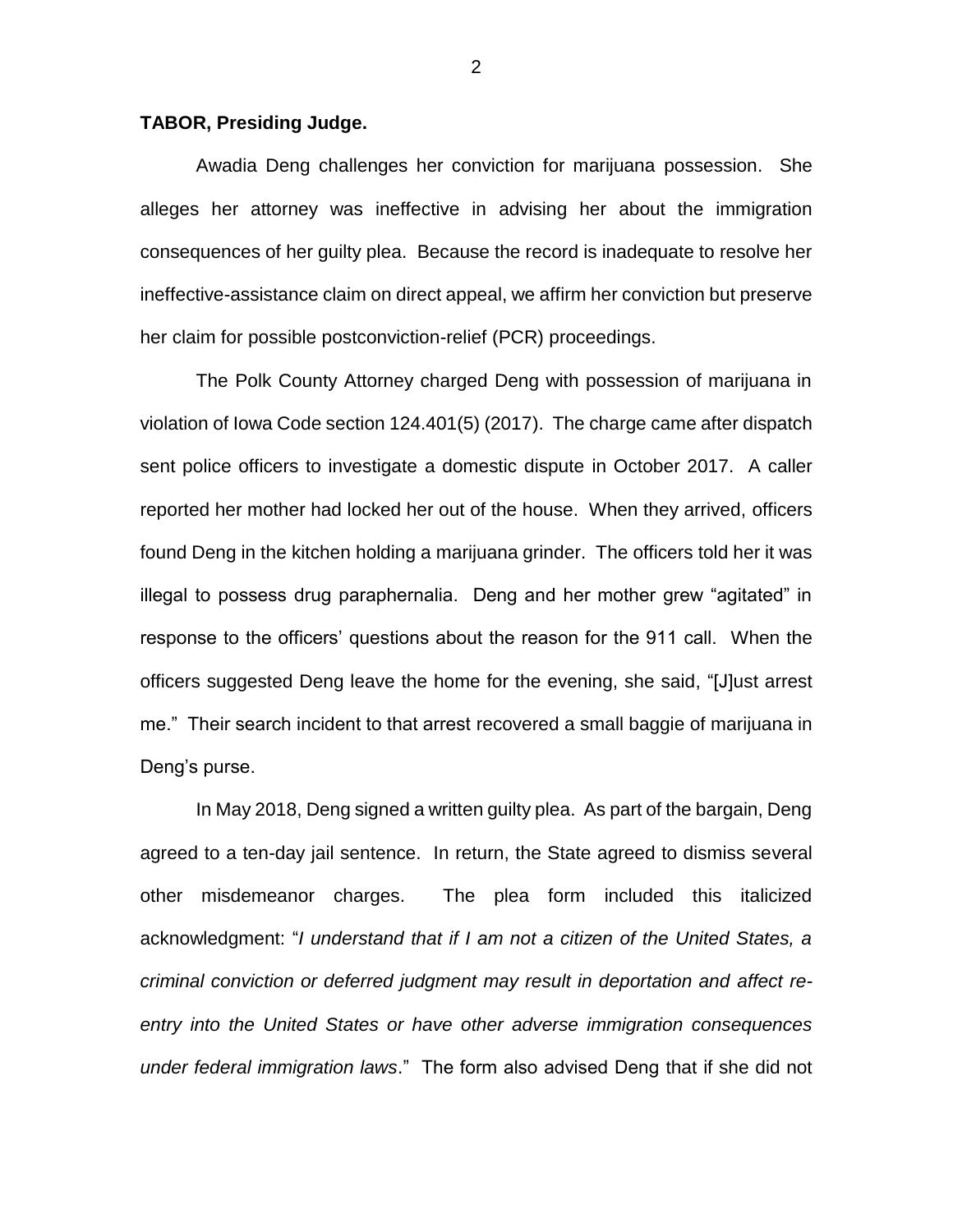**TABOR, Presiding Judge.**

Awadia Deng challenges her conviction for marijuana possession. She alleges her attorney was ineffective in advising her about the immigration consequences of her guilty plea. Because the record is inadequate to resolve her ineffective-assistance claim on direct appeal, we affirm her conviction but preserve her claim for possible postconviction-relief (PCR) proceedings.

The Polk County Attorney charged Deng with possession of marijuana in violation of Iowa Code section 124.401(5) (2017). The charge came after dispatch sent police officers to investigate a domestic dispute in October 2017. A caller reported her mother had locked her out of the house. When they arrived, officers found Deng in the kitchen holding a marijuana grinder. The officers told her it was illegal to possess drug paraphernalia. Deng and her mother grew "agitated" in response to the officers' questions about the reason for the 911 call. When the officers suggested Deng leave the home for the evening, she said, "[J]ust arrest me." Their search incident to that arrest recovered a small baggie of marijuana in Deng's purse.

In May 2018, Deng signed a written guilty plea. As part of the bargain, Deng agreed to a ten-day jail sentence. In return, the State agreed to dismiss several other misdemeanor charges. The plea form included this italicized acknowledgment: "*I understand that if I am not a citizen of the United States, a criminal conviction or deferred judgment may result in deportation and affect re-entry into the United States or have other adverse immigration consequences under federal immigration laws*." The form also advised Deng that if she did not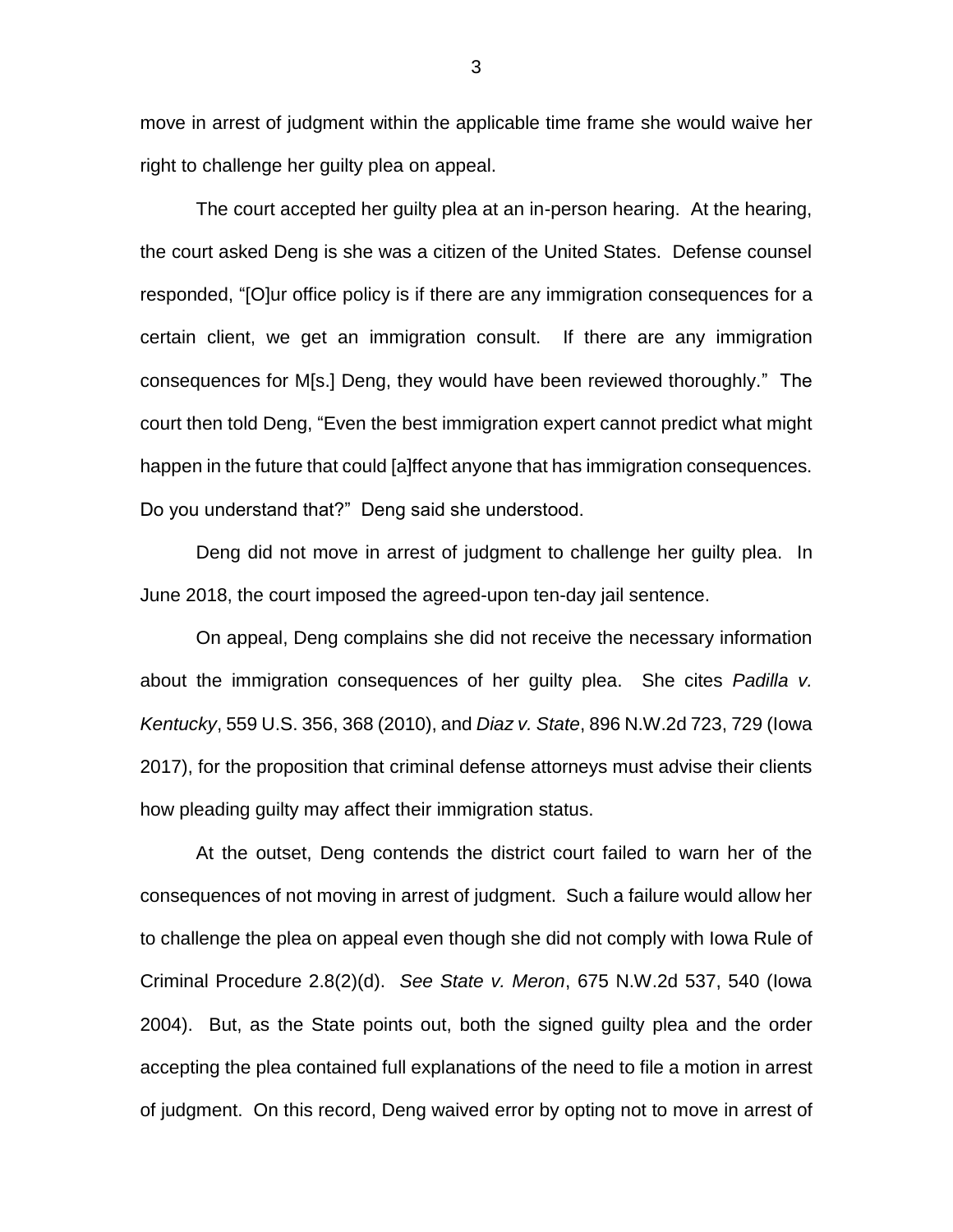move in arrest of judgment within the applicable time frame she would waive her right to challenge her guilty plea on appeal.

The court accepted her guilty plea at an in-person hearing. At the hearing, the court asked Deng is she was a citizen of the United States. Defense counsel responded, "[O]ur office policy is if there are any immigration consequences for a certain client, we get an immigration consult. If there are any immigration consequences for M[s.] Deng, they would have been reviewed thoroughly." The court then told Deng, "Even the best immigration expert cannot predict what might happen in the future that could [a]ffect anyone that has immigration consequences. Do you understand that?" Deng said she understood.

Deng did not move in arrest of judgment to challenge her guilty plea. In June 2018, the court imposed the agreed-upon ten-day jail sentence.

On appeal, Deng complains she did not receive the necessary information about the immigration consequences of her guilty plea. She cites *Padilla v. Kentucky*, 559 U.S. 356, 368 (2010), and *Diaz v. State*, 896 N.W.2d 723, 729 (Iowa 2017), for the proposition that criminal defense attorneys must advise their clients how pleading guilty may affect their immigration status.

At the outset, Deng contends the district court failed to warn her of the consequences of not moving in arrest of judgment. Such a failure would allow her to challenge the plea on appeal even though she did not comply with Iowa Rule of Criminal Procedure 2.8(2)(d). *See State v. Meron*, 675 N.W.2d 537, 540 (Iowa 2004). But, as the State points out, both the signed guilty plea and the order accepting the plea contained full explanations of the need to file a motion in arrest of judgment. On this record, Deng waived error by opting not to move in arrest of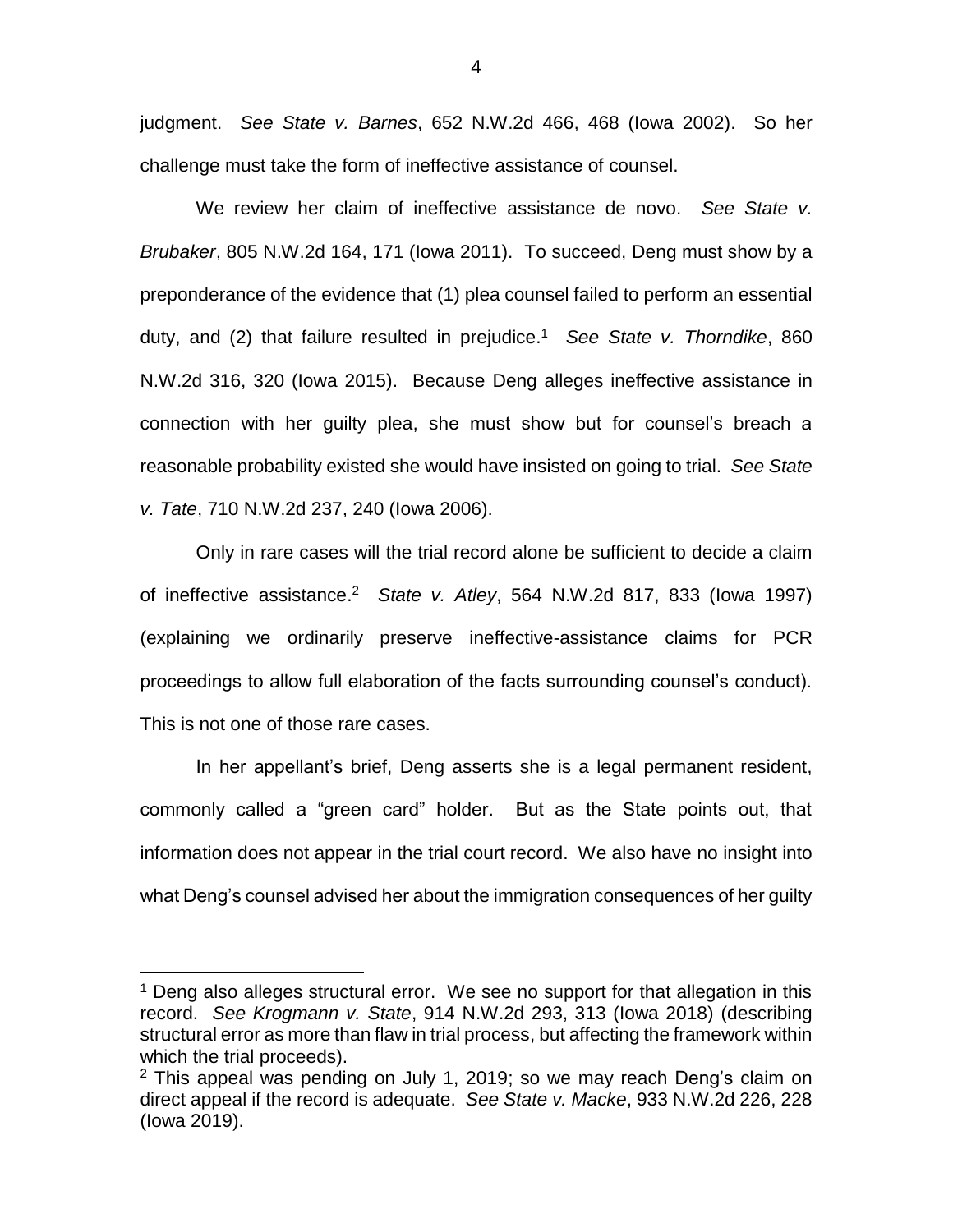judgment. *See State v. Barnes*, 652 N.W.2d 466, 468 (Iowa 2002). So her challenge must take the form of ineffective assistance of counsel.

We review her claim of ineffective assistance de novo. *See State v. Brubaker*, 805 N.W.2d 164, 171 (Iowa 2011). To succeed, Deng must show by a preponderance of the evidence that (1) plea counsel failed to perform an essential duty, and (2) that failure resulted in prejudice.[1] *See State v. Thorndike*, 860 N.W.2d 316, 320 (Iowa 2015). Because Deng alleges ineffective assistance in connection with her guilty plea, she must show but for counsel's breach a reasonable probability existed she would have insisted on going to trial. *See State v. Tate*, 710 N.W.2d 237, 240 (Iowa 2006).

Only in rare cases will the trial record alone be sufficient to decide a claim of ineffective assistance.[2] *State v. Atley*, 564 N.W.2d 817, 833 (Iowa 1997) (explaining we ordinarily preserve ineffective-assistance claims for PCR proceedings to allow full elaboration of the facts surrounding counsel's conduct). This is not one of those rare cases.

In her appellant's brief, Deng asserts she is a legal permanent resident, commonly called a "green card" holder. But as the State points out, that information does not appear in the trial court record. We also have no insight into what Deng's counsel advised her about the immigration consequences of her guilty

---

[1] Deng also alleges structural error. We see no support for that allegation in this record. *See Krogmann v. State*, 914 N.W.2d 293, 313 (Iowa 2018) (describing structural error as more than flaw in trial process, but affecting the framework within which the trial proceeds).

[2] This appeal was pending on July 1, 2019; so we may reach Deng's claim on direct appeal if the record is adequate. *See State v. Macke*, 933 N.W.2d 226, 228 (Iowa 2019).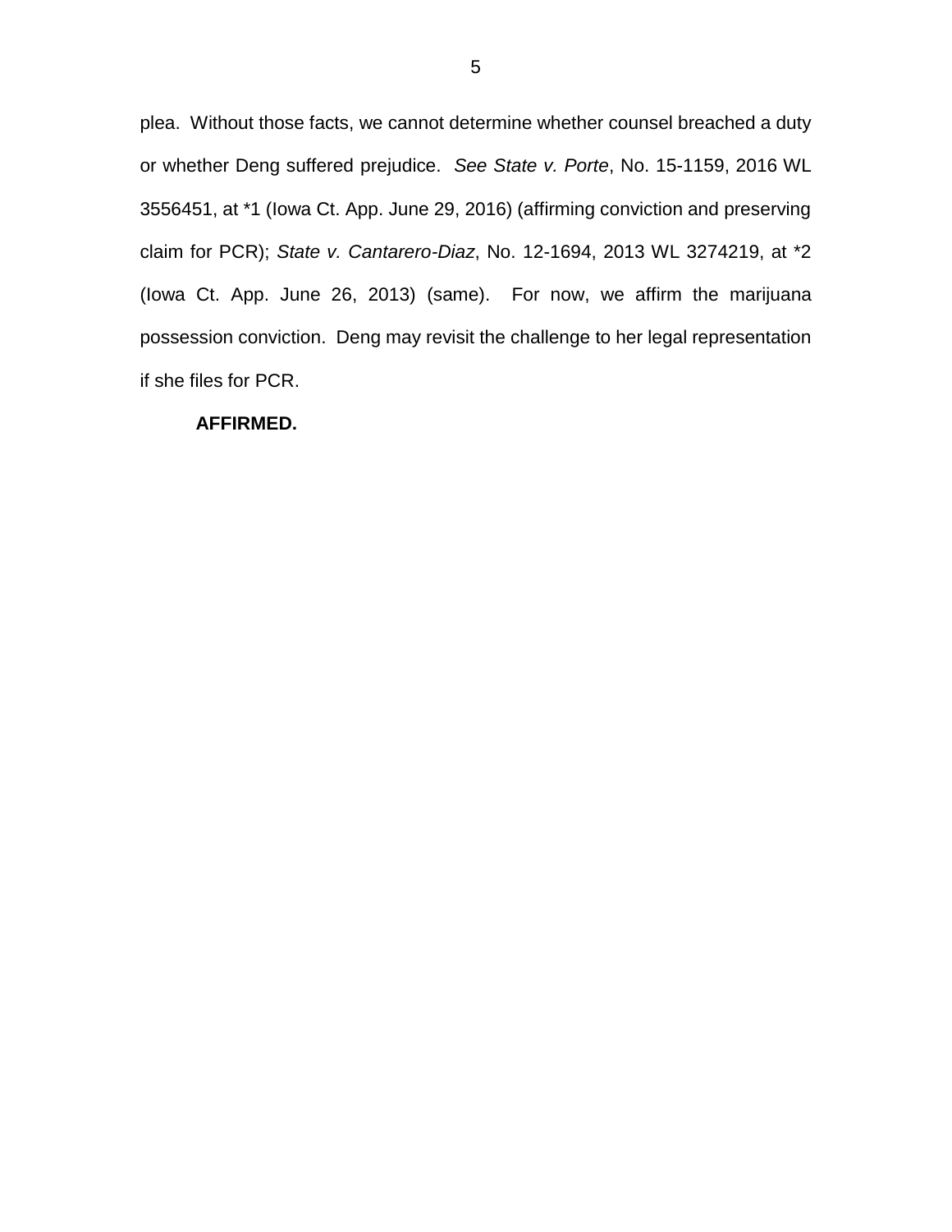plea. Without those facts, we cannot determine whether counsel breached a duty or whether Deng suffered prejudice. *See State v. Porte*, No. 15-1159, 2016 WL 3556451, at *1 (Iowa Ct. App. June 29, 2016) (affirming conviction and preserving claim for PCR); *State v. Cantarero-Diaz*, No. 12-1694, 2013 WL 3274219, at *2 (Iowa Ct. App. June 26, 2013) (same). For now, we affirm the marijuana possession conviction. Deng may revisit the challenge to her legal representation if she files for PCR.

**AFFIRMED.**